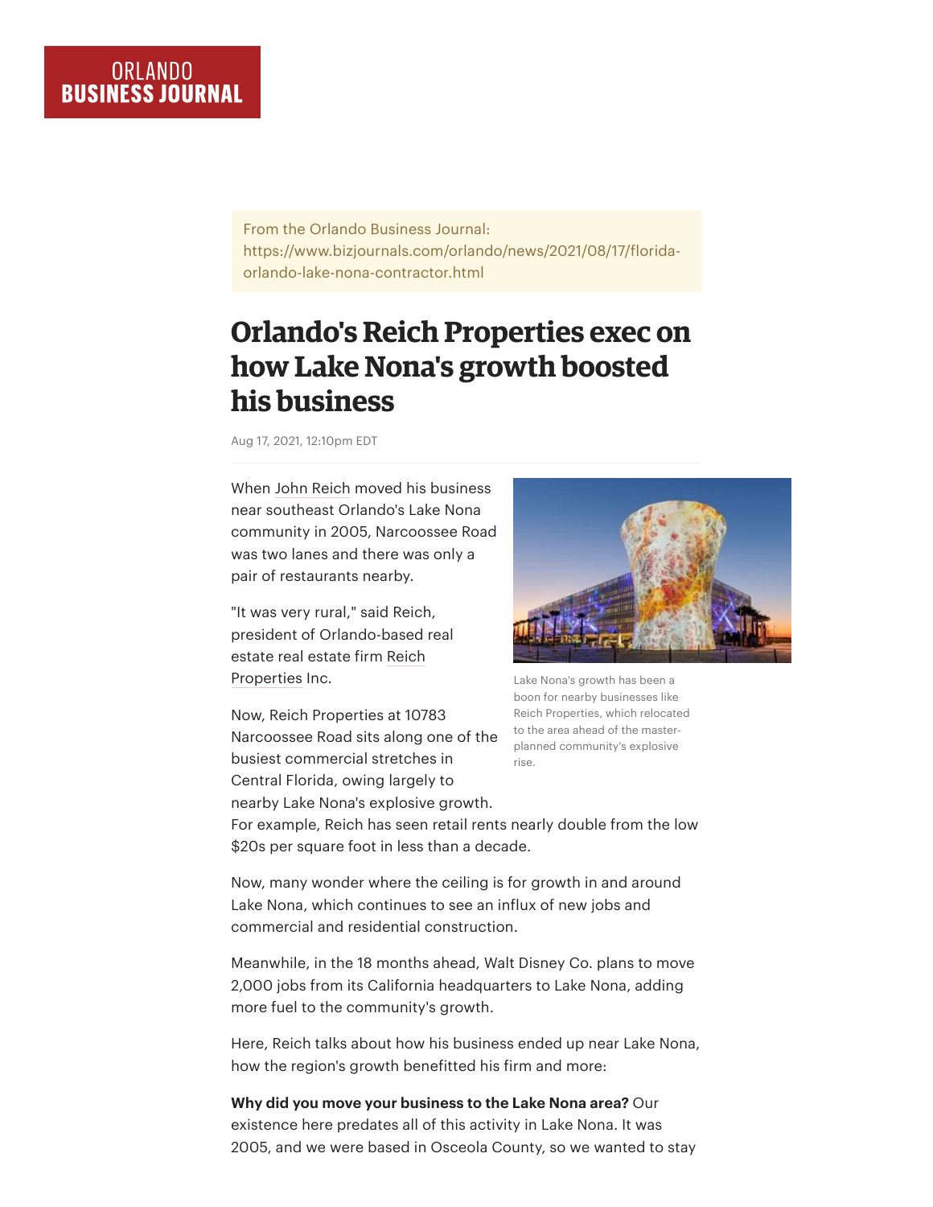ORLANDO BUSINESS JOURNAL

From the Orlando Business Journal:
https://www.bizjournals.com/orlando/news/2021/08/17/florida-orlando-lake-nona-contractor.html

# Orlando's Reich Properties exec on how Lake Nona's growth boosted his business

Aug 17, 2021, 12:10pm EDT

When John Reich moved his business near southeast Orlando's Lake Nona community in 2005, Narcoossee Road was two lanes and there was only a pair of restaurants nearby.

"It was very rural," said Reich, president of Orlando-based real estate real estate firm Reich Properties Inc.

Lake Nona's growth has been a boon for nearby businesses like Reich Properties, which relocated to the area ahead of the master-planned community's explosive rise.

Now, Reich Properties at 10783 Narcoossee Road sits along one of the busiest commercial stretches in Central Florida, owing largely to nearby Lake Nona's explosive growth. For example, Reich has seen retail rents nearly double from the low $20s per square foot in less than a decade.

Now, many wonder where the ceiling is for growth in and around Lake Nona, which continues to see an influx of new jobs and commercial and residential construction.

Meanwhile, in the 18 months ahead, Walt Disney Co. plans to move 2,000 jobs from its California headquarters to Lake Nona, adding more fuel to the community's growth.

Here, Reich talks about how his business ended up near Lake Nona, how the region's growth benefitted his firm and more:

**Why did you move your business to the Lake Nona area?** Our existence here predates all of this activity in Lake Nona. It was 2005, and we were based in Osceola County, so we wanted to stay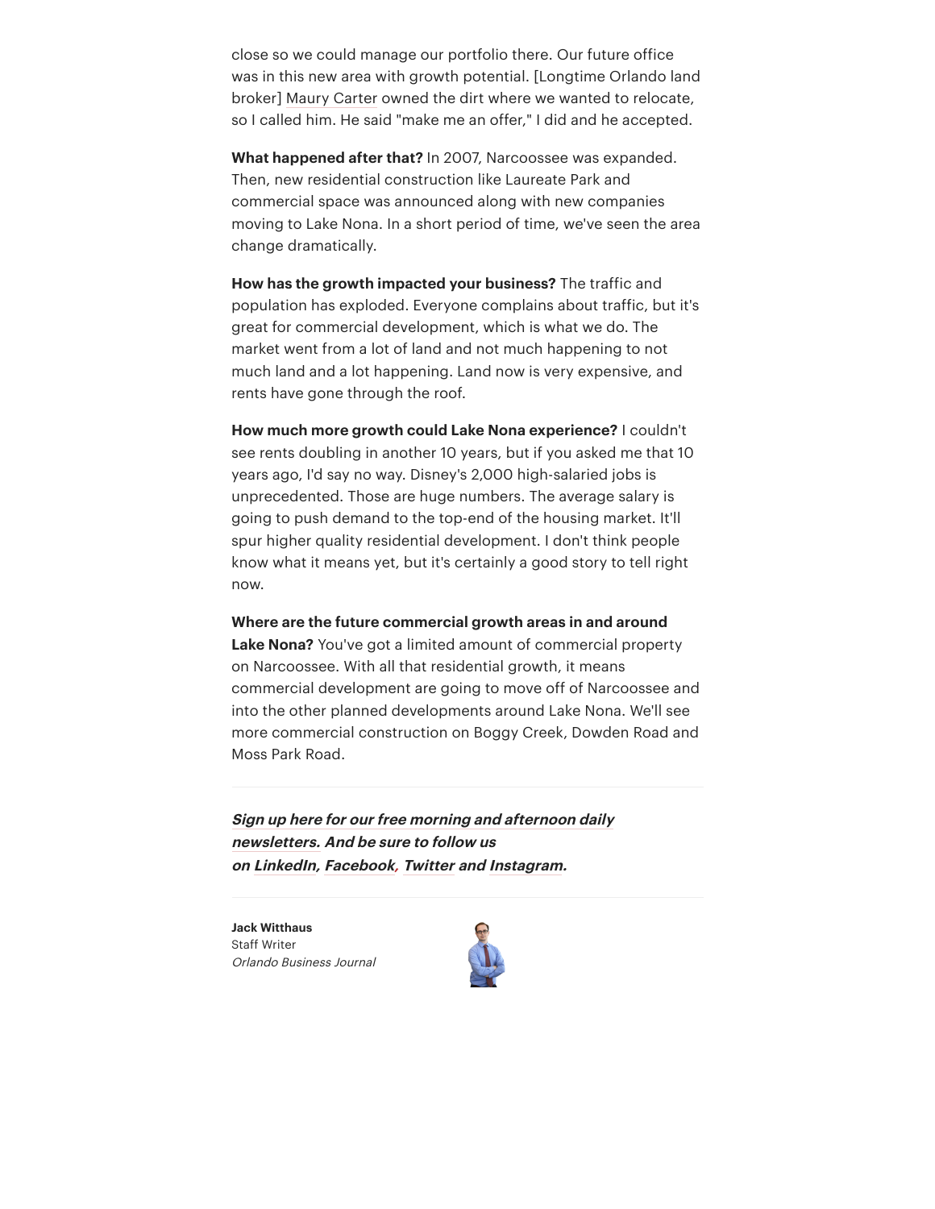close so we could manage our portfolio there. Our future office was in this new area with growth potential. [Longtime Orlando land broker] Maury Carter owned the dirt where we wanted to relocate, so I called him. He said "make me an offer," I did and he accepted.

**What happened after that?** In 2007, Narcoossee was expanded. Then, new residential construction like Laureate Park and commercial space was announced along with new companies moving to Lake Nona. In a short period of time, we've seen the area change dramatically.

**How has the growth impacted your business?** The traffic and population has exploded. Everyone complains about traffic, but it's great for commercial development, which is what we do. The market went from a lot of land and not much happening to not much land and a lot happening. Land now is very expensive, and rents have gone through the roof.

**How much more growth could Lake Nona experience?** I couldn't see rents doubling in another 10 years, but if you asked me that 10 years ago, I'd say no way. Disney's 2,000 high-salaried jobs is unprecedented. Those are huge numbers. The average salary is going to push demand to the top-end of the housing market. It'll spur higher quality residential development. I don't think people know what it means yet, but it's certainly a good story to tell right now.

**Where are the future commercial growth areas in and around Lake Nona?** You've got a limited amount of commercial property on Narcoossee. With all that residential growth, it means commercial development are going to move off of Narcoossee and into the other planned developments around Lake Nona. We'll see more commercial construction on Boggy Creek, Dowden Road and Moss Park Road.

---

***Sign up here for our free morning and afternoon daily newsletters. And be sure to follow us on LinkedIn, Facebook, Twitter and Instagram.***

---

**Jack Witthaus**
Staff Writer
*Orlando Business Journal*